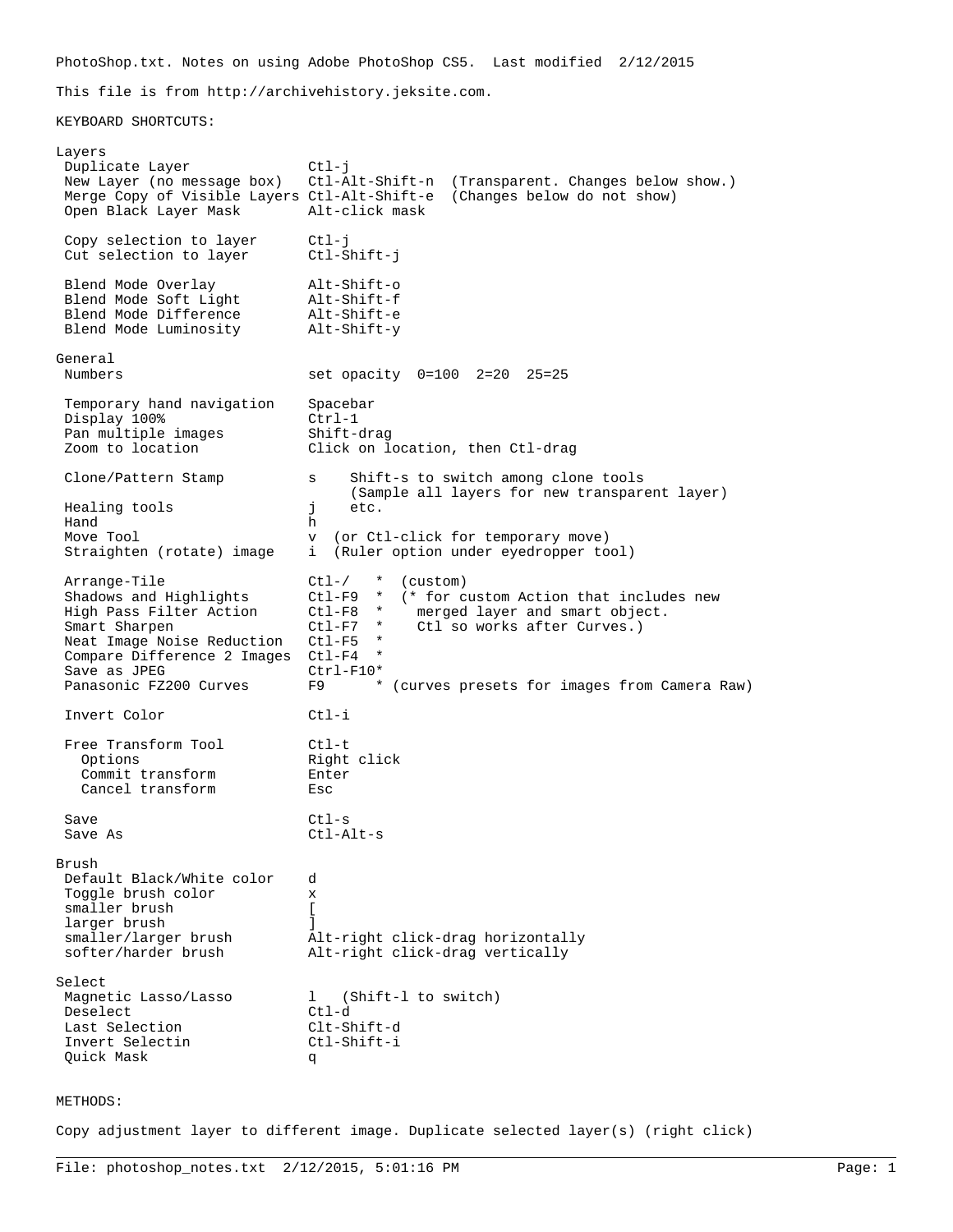PhotoShop.txt. Notes on using Adobe PhotoShop CS5. Last modified 2/12/2015

This file is from http://archivehistory.jeksite.com.

KEYBOARD SHORTCUTS:

```
Layers
 Duplicate Layer              Ctl-j
 New Layer (no message box)   Ctl-Alt-Shift-n  (Transparent. Changes below show.)
 Merge Copy of Visible Layers Ctl-Alt-Shift-e  (Changes below do not show)
 Open Black Layer Mask        Alt-click mask

 Copy selection to layer      Ctl-j
 Cut selection to layer       Ctl-Shift-j

 Blend Mode Overlay           Alt-Shift-o
 Blend Mode Soft Light        Alt-Shift-f
 Blend Mode Difference        Alt-Shift-e
 Blend Mode Luminosity        Alt-Shift-y

General
 Numbers                      set opacity  0=100  2=20  25=25

 Temporary hand navigation    Spacebar
 Display 100%                 Ctrl-1
 Pan multiple images          Shift-drag
 Zoom to location             Click on location, then Ctl-drag

 Clone/Pattern Stamp          s    Shift-s to switch among clone tools
                                   (Sample all layers for new transparent layer)
 Healing tools                j    etc.
 Hand                         h
 Move Tool                    v  (or Ctl-click for temporary move)
 Straighten (rotate) image    i  (Ruler option under eyedropper tool)

 Arrange-Tile                 Ctl-/   *  (custom)
 Shadows and Highlights       Ctl-F9  *  (* for custom Action that includes new
 High Pass Filter Action      Ctl-F8  *    merged layer and smart object.
 Smart Sharpen                Ctl-F7  *    Ctl so works after Curves.)
 Neat Image Noise Reduction   Ctl-F5  *
 Compare Difference 2 Images  Ctl-F4  *
 Save as JPEG                 Ctrl-F10*
 Panasonic FZ200 Curves       F9      * (curves presets for images from Camera Raw)

 Invert Color                 Ctl-i

 Free Transform Tool          Ctl-t
   Options                    Right click
   Commit transform           Enter
   Cancel transform           Esc

 Save                         Ctl-s
 Save As                      Ctl-Alt-s

Brush
 Default Black/White color    d
 Toggle brush color           x
 smaller brush                [
 larger brush                 ]
 smaller/larger brush         Alt-right click-drag horizontally
 softer/harder brush          Alt-right click-drag vertically

Select
 Magnetic Lasso/Lasso         l   (Shift-l to switch)
 Deselect                     Ctl-d
 Last Selection               Clt-Shift-d
 Invert Selectin              Ctl-Shift-i
 Quick Mask                   q
```

METHODS:

Copy adjustment layer to different image. Duplicate selected layer(s) (right click)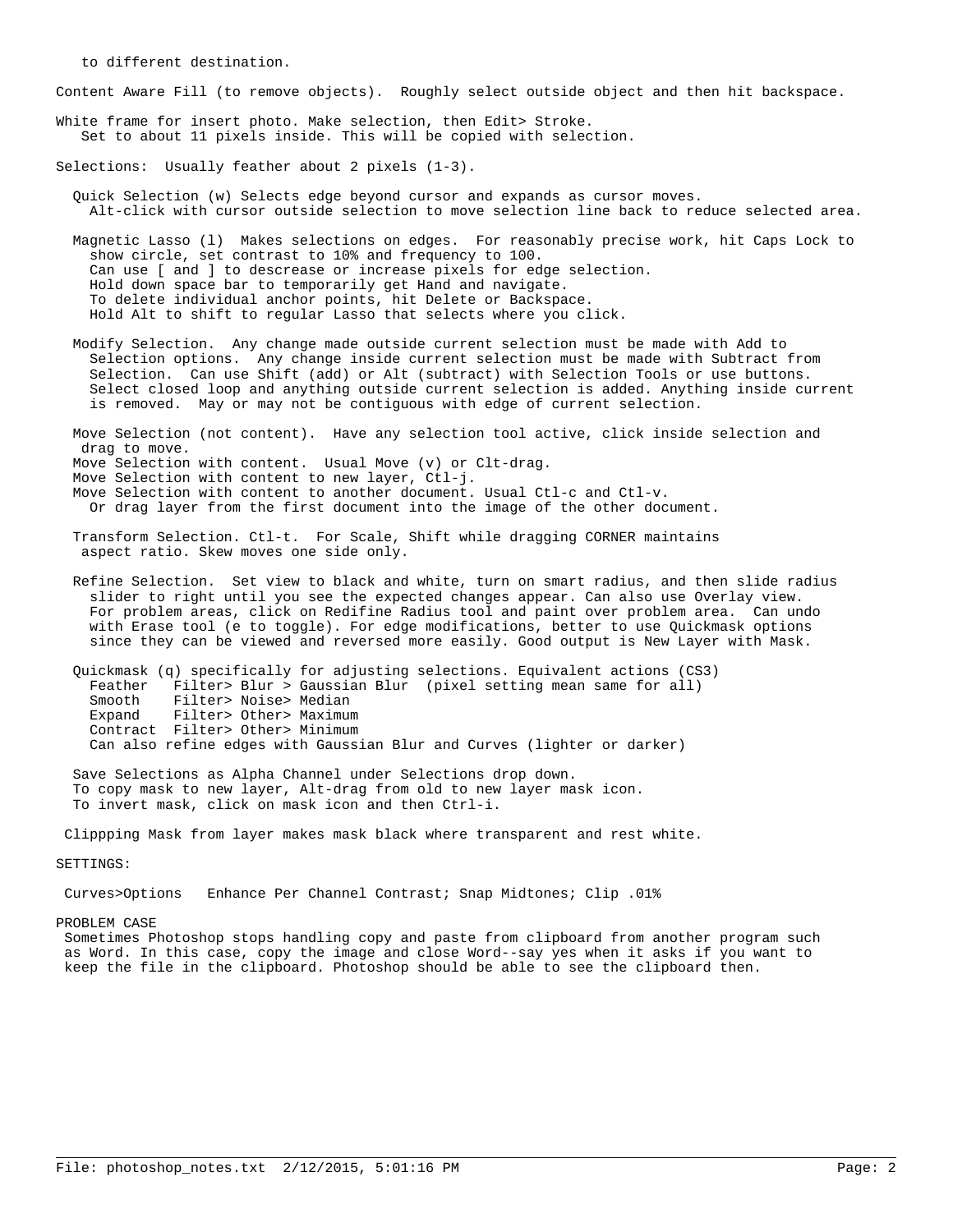to different destination.

Content Aware Fill (to remove objects). Roughly select outside object and then hit backspace.

White frame for insert photo. Make selection, then Edit> Stroke.
Set to about 11 pixels inside. This will be copied with selection.

Selections: Usually feather about 2 pixels (1-3).

Quick Selection (w) Selects edge beyond cursor and expands as cursor moves.
Alt-click with cursor outside selection to move selection line back to reduce selected area.

Magnetic Lasso (l) Makes selections on edges. For reasonably precise work, hit Caps Lock to show circle, set contrast to 10% and frequency to 100.
Can use [ and ] to descrease or increase pixels for edge selection.
Hold down space bar to temporarily get Hand and navigate.
To delete individual anchor points, hit Delete or Backspace.
Hold Alt to shift to regular Lasso that selects where you click.

Modify Selection. Any change made outside current selection must be made with Add to Selection options. Any change inside current selection must be made with Subtract from Selection. Can use Shift (add) or Alt (subtract) with Selection Tools or use buttons.
Select closed loop and anything outside current selection is added. Anything inside current is removed. May or may not be contiguous with edge of current selection.

Move Selection (not content). Have any selection tool active, click inside selection and drag to move.
Move Selection with content. Usual Move (v) or Clt-drag.
Move Selection with content to new layer, Ctl-j.
Move Selection with content to another document. Usual Ctl-c and Ctl-v.
Or drag layer from the first document into the image of the other document.

Transform Selection. Ctl-t. For Scale, Shift while dragging CORNER maintains aspect ratio. Skew moves one side only.

Refine Selection. Set view to black and white, turn on smart radius, and then slide radius slider to right until you see the expected changes appear. Can also use Overlay view.
For problem areas, click on Redifine Radius tool and paint over problem area. Can undo with Erase tool (e to toggle). For edge modifications, better to use Quickmask options since they can be viewed and reversed more easily. Good output is New Layer with Mask.

Quickmask (q) specifically for adjusting selections. Equivalent actions (CS3)

```
  Feather   Filter> Blur > Gaussian Blur  (pixel setting mean same for all)
  Smooth    Filter> Noise> Median
  Expand    Filter> Other> Maximum
  Contract  Filter> Other> Minimum
```

Can also refine edges with Gaussian Blur and Curves (lighter or darker)

Save Selections as Alpha Channel under Selections drop down.
To copy mask to new layer, Alt-drag from old to new layer mask icon.
To invert mask, click on mask icon and then Ctrl-i.

Clippping Mask from layer makes mask black where transparent and rest white.

SETTINGS:

Curves>Options   Enhance Per Channel Contrast; Snap Midtones; Clip .01%

PROBLEM CASE

Sometimes Photoshop stops handling copy and paste from clipboard from another program such as Word. In this case, copy the image and close Word--say yes when it asks if you want to keep the file in the clipboard. Photoshop should be able to see the clipboard then.